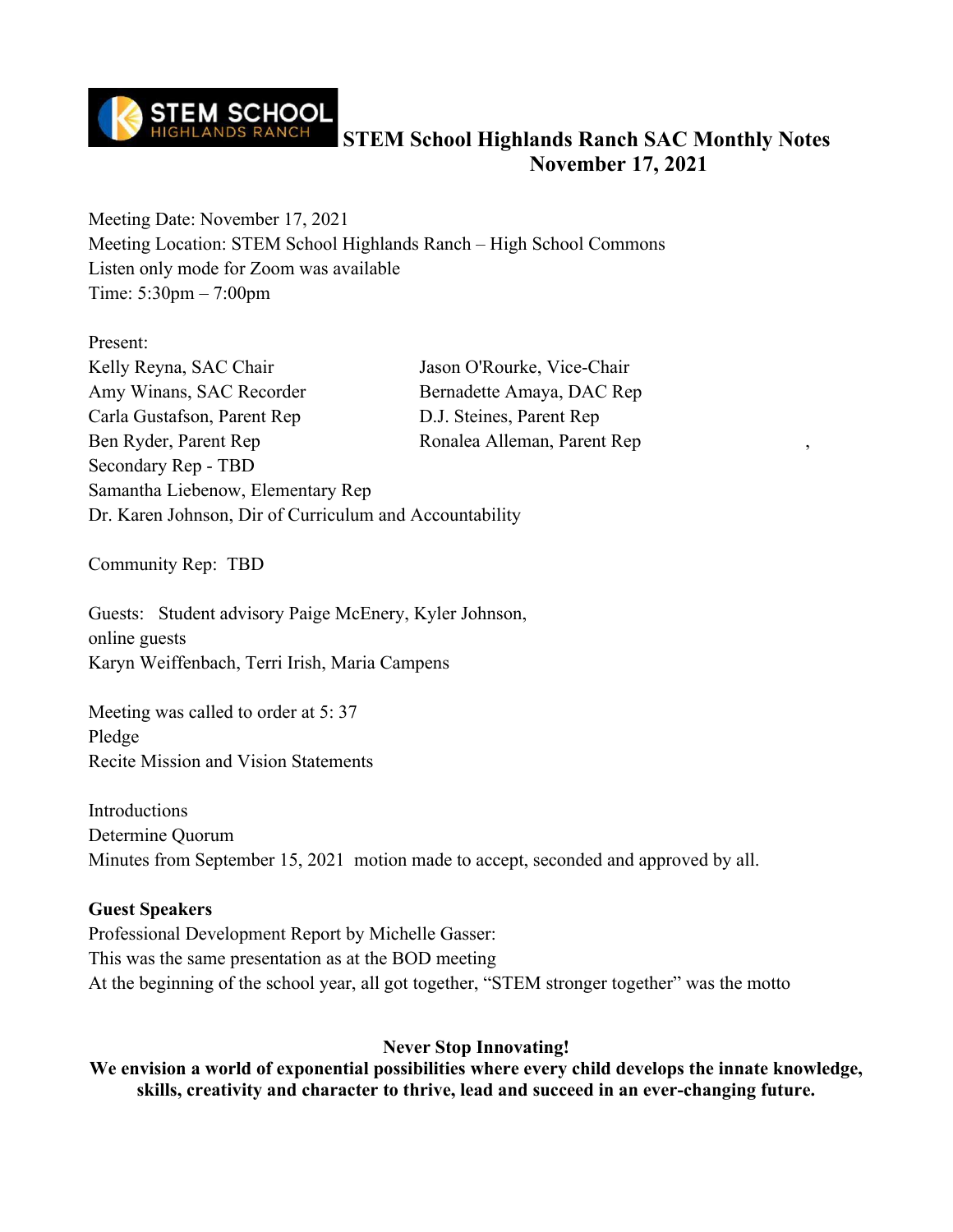# STEM School Highlands Ranch SAC Monthly Notes
## November 17, 2021

Meeting Date: November 17, 2021
Meeting Location: STEM School Highlands Ranch – High School Commons
Listen only mode for Zoom was available
Time: 5:30pm – 7:00pm

Present:

Kelly Reyna, SAC Chair
Jason O'Rourke, Vice-Chair
Amy Winans, SAC Recorder
Bernadette Amaya, DAC Rep
Carla Gustafson, Parent Rep
D.J. Steines, Parent Rep
Ben Ryder, Parent Rep
Ronalea Alleman, Parent Rep ,
Secondary Rep - TBD
Samantha Liebenow, Elementary Rep
Dr. Karen Johnson, Dir of Curriculum and Accountability

Community Rep: TBD

Guests: Student advisory Paige McEnery, Kyler Johnson,
online guests
Karyn Weiffenbach, Terri Irish, Maria Campens

Meeting was called to order at 5: 37
Pledge
Recite Mission and Vision Statements

Introductions
Determine Quorum
Minutes from September 15, 2021 motion made to accept, seconded and approved by all.

**Guest Speakers**
Professional Development Report by Michelle Gasser:
This was the same presentation as at the BOD meeting
At the beginning of the school year, all got together, "STEM stronger together" was the motto

**Never Stop Innovating!**
**We envision a world of exponential possibilities where every child develops the innate knowledge, skills, creativity and character to thrive, lead and succeed in an ever-changing future.**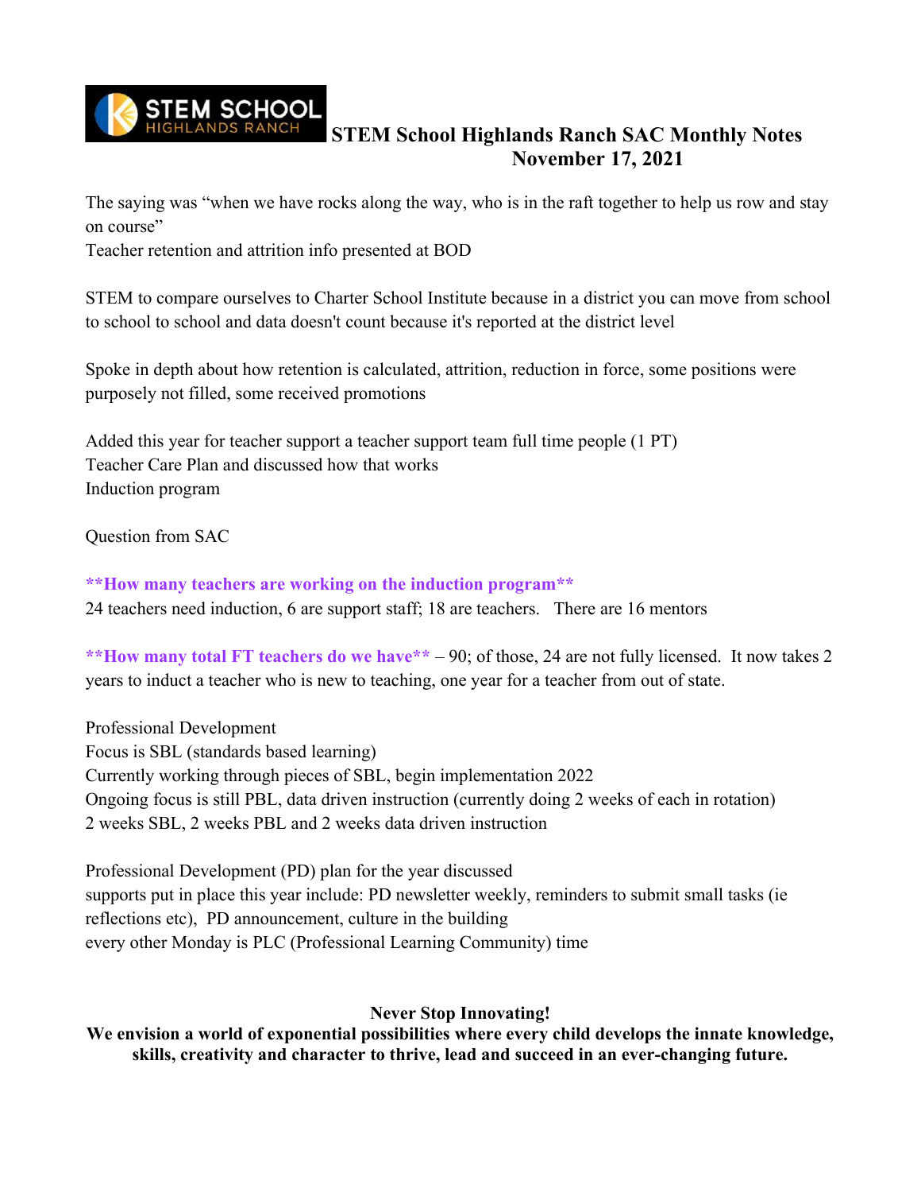# STEM School Highlands Ranch SAC Monthly Notes
## November 17, 2021

The saying was "when we have rocks along the way, who is in the raft together to help us row and stay on course"
Teacher retention and attrition info presented at BOD

STEM to compare ourselves to Charter School Institute because in a district you can move from school to school to school and data doesn't count because it's reported at the district level

Spoke in depth about how retention is calculated, attrition, reduction in force, some positions were purposely not filled, some received promotions

Added this year for teacher support a teacher support team full time people (1 PT)
Teacher Care Plan and discussed how that works
Induction program

Question from SAC

****How many teachers are working on the induction program****
24 teachers need induction, 6 are support staff; 18 are teachers.   There are 16 mentors

****How many total FT teachers do we have**** – 90; of those, 24 are not fully licensed.  It now takes 2 years to induct a teacher who is new to teaching, one year for a teacher from out of state.

Professional Development
Focus is SBL (standards based learning)
Currently working through pieces of SBL, begin implementation 2022
Ongoing focus is still PBL, data driven instruction (currently doing 2 weeks of each in rotation)
2 weeks SBL, 2 weeks PBL and 2 weeks data driven instruction

Professional Development (PD) plan for the year discussed
supports put in place this year include: PD newsletter weekly, reminders to submit small tasks (ie reflections etc),  PD announcement, culture in the building
every other Monday is PLC (Professional Learning Community) time

**Never Stop Innovating!**
**We envision a world of exponential possibilities where every child develops the innate knowledge, skills, creativity and character to thrive, lead and succeed in an ever-changing future.**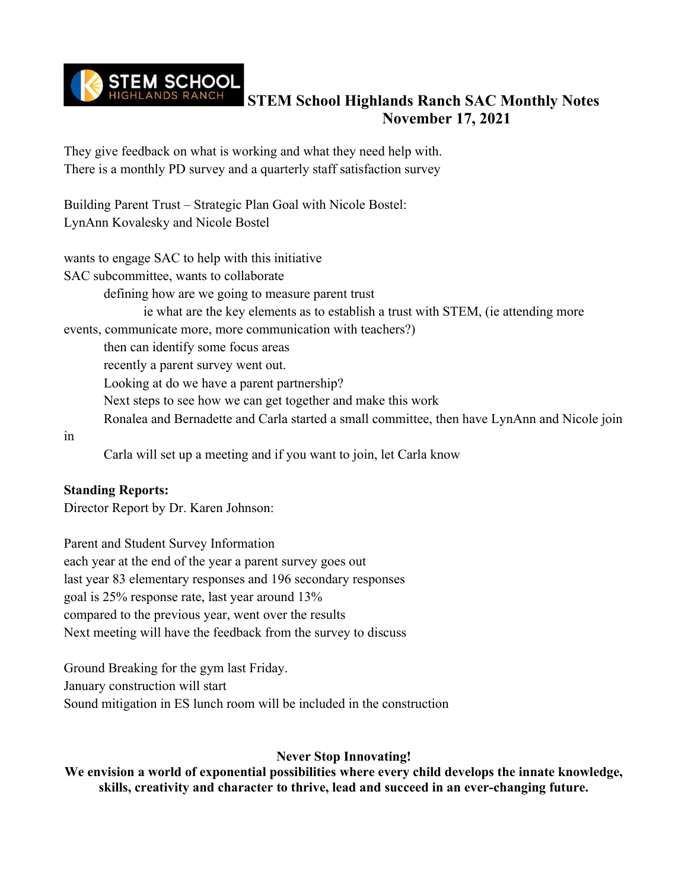**STEM School Highlands Ranch SAC Monthly Notes**
**November 17, 2021**

They give feedback on what is working and what they need help with.
There is a monthly PD survey and a quarterly staff satisfaction survey

Building Parent Trust – Strategic Plan Goal with Nicole Bostel:
LynAnn Kovalesky and Nicole Bostel

wants to engage SAC to help with this initiative
SAC subcommittee, wants to collaborate

- defining how are we going to measure parent trust
  - ie what are the key elements as to establish a trust with STEM, (ie attending more events, communicate more, more communication with teachers?)
- then can identify some focus areas
- recently a parent survey went out.
- Looking at do we have a parent partnership?
- Next steps to see how we can get together and make this work
- Ronalea and Bernadette and Carla started a small committee, then have LynAnn and Nicole join in
- Carla will set up a meeting and if you want to join, let Carla know

**Standing Reports:**
Director Report by Dr. Karen Johnson:

Parent and Student Survey Information
each year at the end of the year a parent survey goes out
last year 83 elementary responses and 196 secondary responses
goal is 25% response rate, last year around 13%
compared to the previous year, went over the results
Next meeting will have the feedback from the survey to discuss

Ground Breaking for the gym last Friday.
January construction will start
Sound mitigation in ES lunch room will be included in the construction

**Never Stop Innovating!**
**We envision a world of exponential possibilities where every child develops the innate knowledge, skills, creativity and character to thrive, lead and succeed in an ever-changing future.**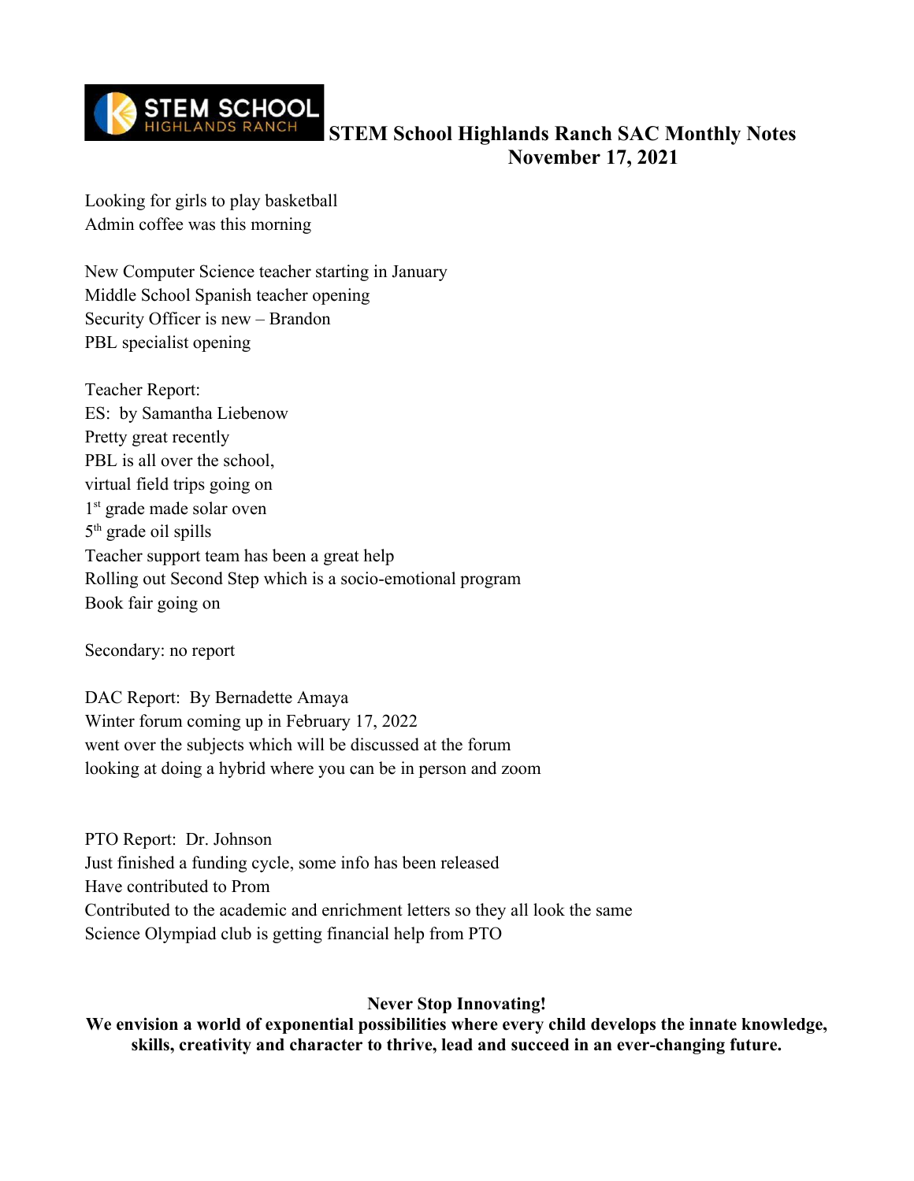# STEM School Highlands Ranch SAC Monthly Notes
## November 17, 2021

Looking for girls to play basketball
Admin coffee was this morning

New Computer Science teacher starting in January
Middle School Spanish teacher opening
Security Officer is new – Brandon
PBL specialist opening

Teacher Report:
ES: by Samantha Liebenow
Pretty great recently
PBL is all over the school,
virtual field trips going on
1st grade made solar oven
5th grade oil spills
Teacher support team has been a great help
Rolling out Second Step which is a socio-emotional program
Book fair going on

Secondary: no report

DAC Report: By Bernadette Amaya
Winter forum coming up in February 17, 2022
went over the subjects which will be discussed at the forum
looking at doing a hybrid where you can be in person and zoom

PTO Report: Dr. Johnson
Just finished a funding cycle, some info has been released
Have contributed to Prom
Contributed to the academic and enrichment letters so they all look the same
Science Olympiad club is getting financial help from PTO

**Never Stop Innovating!**
**We envision a world of exponential possibilities where every child develops the innate knowledge, skills, creativity and character to thrive, lead and succeed in an ever-changing future.**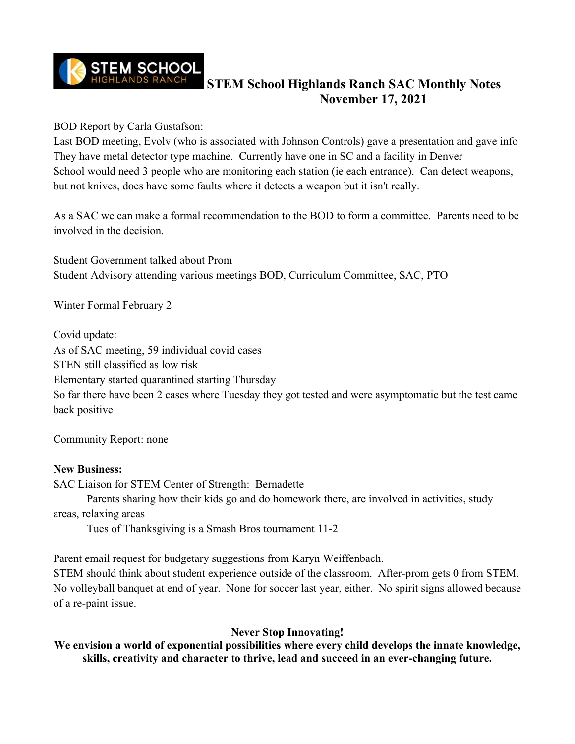# STEM School Highlands Ranch SAC Monthly Notes
## November 17, 2021

BOD Report by Carla Gustafson:
Last BOD meeting, Evolv (who is associated with Johnson Controls) gave a presentation and gave info
They have metal detector type machine. Currently have one in SC and a facility in Denver
School would need 3 people who are monitoring each station (ie each entrance). Can detect weapons, but not knives, does have some faults where it detects a weapon but it isn't really.

As a SAC we can make a formal recommendation to the BOD to form a committee. Parents need to be involved in the decision.

Student Government talked about Prom
Student Advisory attending various meetings BOD, Curriculum Committee, SAC, PTO

Winter Formal February 2

Covid update:
As of SAC meeting, 59 individual covid cases
STEN still classified as low risk
Elementary started quarantined starting Thursday
So far there have been 2 cases where Tuesday they got tested and were asymptomatic but the test came back positive

Community Report: none

**New Business:**
SAC Liaison for STEM Center of Strength: Bernadette

Parents sharing how their kids go and do homework there, are involved in activities, study areas, relaxing areas

Tues of Thanksgiving is a Smash Bros tournament 11-2

Parent email request for budgetary suggestions from Karyn Weiffenbach.
STEM should think about student experience outside of the classroom. After-prom gets 0 from STEM. No volleyball banquet at end of year. None for soccer last year, either. No spirit signs allowed because of a re-paint issue.

**Never Stop Innovating!**
**We envision a world of exponential possibilities where every child develops the innate knowledge, skills, creativity and character to thrive, lead and succeed in an ever-changing future.**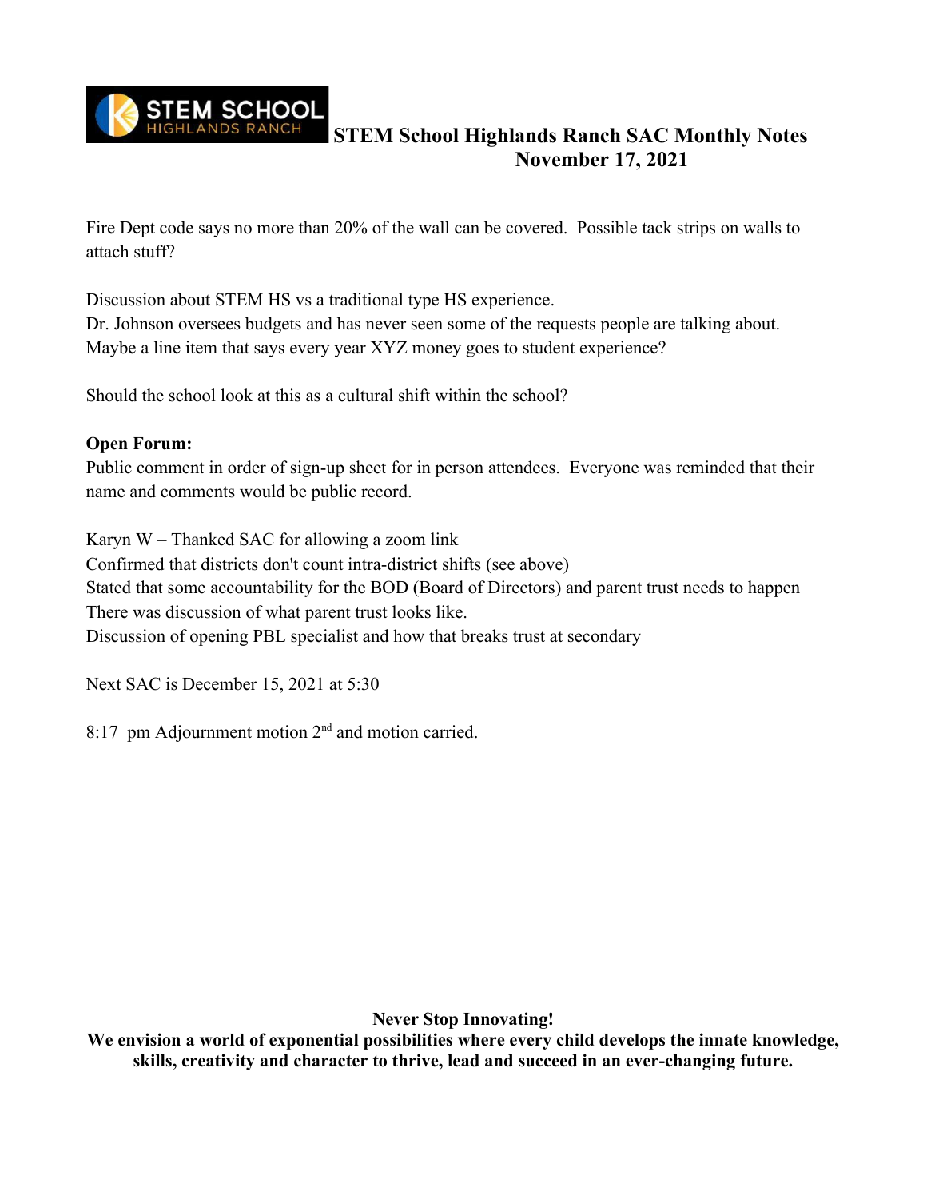# STEM School Highlands Ranch SAC Monthly Notes
## November 17, 2021

Fire Dept code says no more than 20% of the wall can be covered. Possible tack strips on walls to attach stuff?

Discussion about STEM HS vs a traditional type HS experience.
Dr. Johnson oversees budgets and has never seen some of the requests people are talking about.
Maybe a line item that says every year XYZ money goes to student experience?

Should the school look at this as a cultural shift within the school?

**Open Forum:**
Public comment in order of sign-up sheet for in person attendees. Everyone was reminded that their name and comments would be public record.

Karyn W – Thanked SAC for allowing a zoom link
Confirmed that districts don't count intra-district shifts (see above)
Stated that some accountability for the BOD (Board of Directors) and parent trust needs to happen
There was discussion of what parent trust looks like.
Discussion of opening PBL specialist and how that breaks trust at secondary

Next SAC is December 15, 2021 at 5:30

8:17 pm Adjournment motion 2nd and motion carried.

**Never Stop Innovating!**
**We envision a world of exponential possibilities where every child develops the innate knowledge, skills, creativity and character to thrive, lead and succeed in an ever-changing future.**